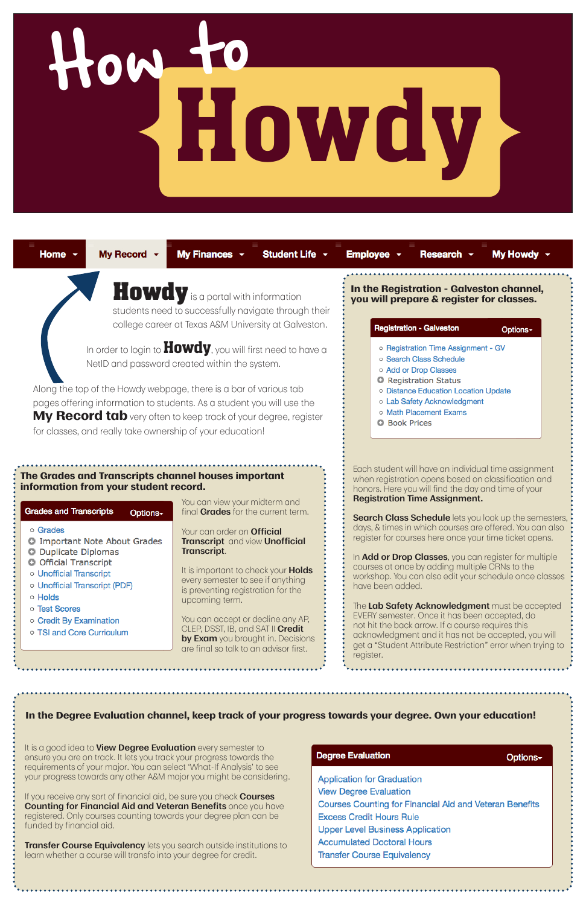# How to Howdy

Home | My Record | My Finances | Student Life | Employee | Research | My Howdy

**Howdy** is a portal with information students need to successfully navigate through their college career at Texas A&M University at Galveston.

In order to login to **Howdy**, you will first need to have a NetID and password created within the system.

Along the top of the Howdy webpage, there is a bar of various tab pages offering information to students. As a student you will use the **My Record tab** very often to keep track of your degree, register for classes, and really take ownership of your education!

## The Grades and Transcripts channel houses important information from your student record.

**Grades and Transcripts** — Options

- Grades
- Important Note About Grades
- Duplicate Diplomas
- Official Transcript
- Unofficial Transcript
- Unofficial Transcript (PDF)
- Holds
- Test Scores
- Credit By Examination
- TSI and Core Curriculum

You can view your midterm and final **Grades** for the current term.

Your can order an **Official Transcript** and view **Unofficial Transcript**.

It is important to check your **Holds** every semester to see if anything is preventing registration for the upcoming term.

You can accept or decline any AP, CLEP, DSST, IB, and SAT II **Credit by Exam** you brought in. Decisions are final so talk to an advisor first.

## In the Registration - Galveston channel, you will prepare & register for classes.

**Registration - Galveston** — Options

- Registration Time Assignment - GV
- Search Class Schedule
- Add or Drop Classes
- Registration Status
- Distance Education Location Update
- Lab Safety Acknowledgment
- Math Placement Exams
- Book Prices

Each student will have an individual time assignment when registration opens based on classification and honors. Here you will find the day and time of your **Registration Time Assignment.**

**Search Class Schedule** lets you look up the semesters, days, & times in which courses are offered. You can also register for courses here once your time ticket opens.

In **Add or Drop Classes**, you can register for multiple courses at once by adding multiple CRNs to the workshop. You can also edit your schedule once classes have been added.

The **Lab Safety Acknowledgment** must be accepted EVERY semester. Once it has been accepted, do not hit the back arrow. If a course requires this acknowledgment and it has not be accepted, you will get a "Student Attribute Restriction" error when trying to register.

## In the Degree Evaluation channel, keep track of your progress towards your degree. Own your education!

It is a good idea to **View Degree Evaluation** every semester to ensure you are on track. It lets you track your progress towards the requirements of your major. You can select 'What-If Analysis' to see your progress towards any other A&M major you might be considering.

If you receive any sort of financial aid, be sure you check **Courses Counting for Financial Aid and Veteran Benefits** once you have registered. Only courses counting towards your degree plan can be funded by financial aid.

**Transfer Course Equivalency** lets you search outside institutions to learn whether a course will transfo into your degree for credit.

**Degree Evaluation** — Options

- Application for Graduation
- View Degree Evaluation
- Courses Counting for Financial Aid and Veteran Benefits
- Excess Credit Hours Rule
- Upper Level Business Application
- Accumulated Doctoral Hours
- Transfer Course Equivalency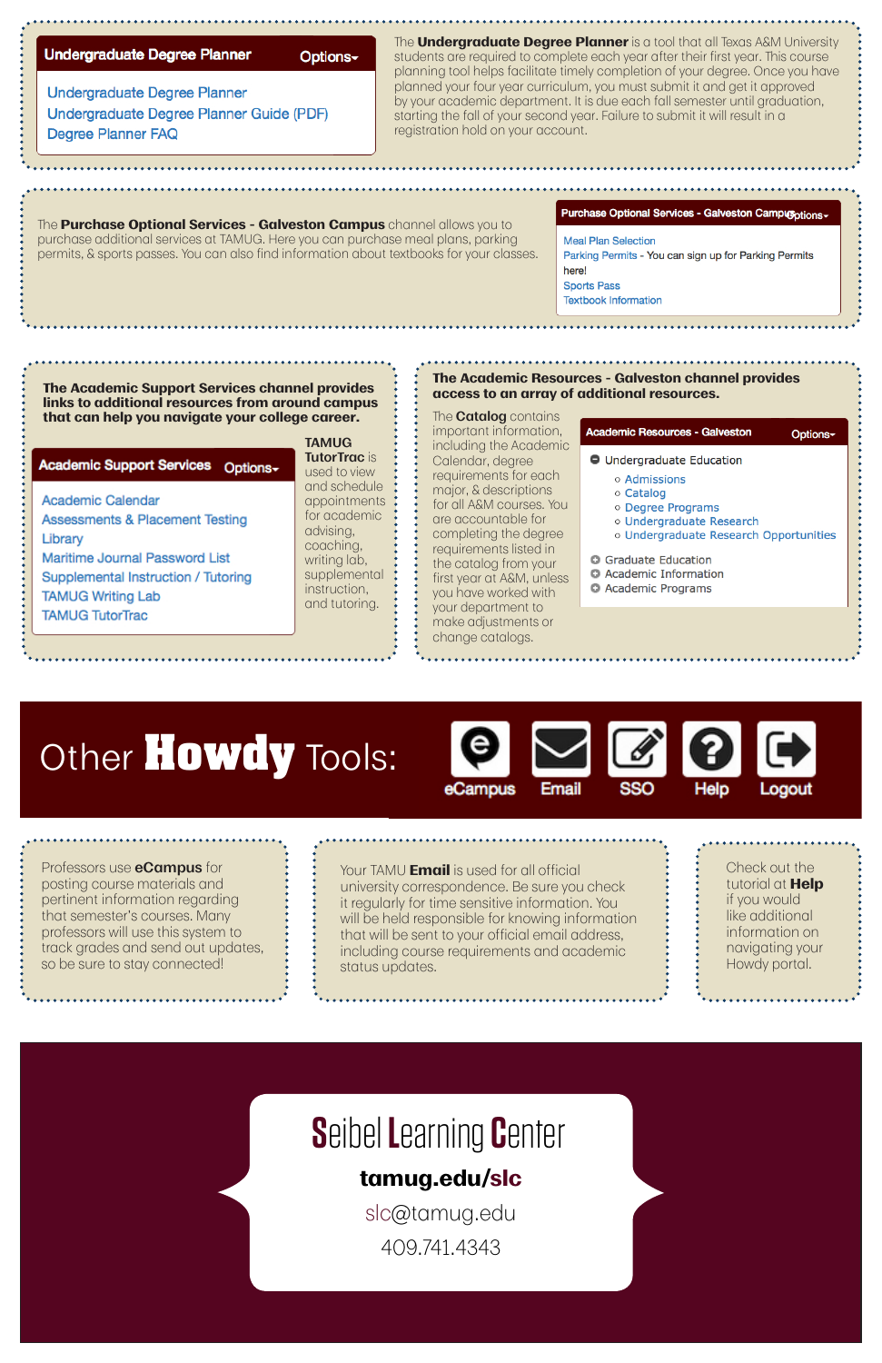**Undergraduate Degree Planner** Options

- Undergraduate Degree Planner
- Undergraduate Degree Planner Guide (PDF)
- Degree Planner FAQ

The **Undergraduate Degree Planner** is a tool that all Texas A&M University students are required to complete each year after their first year. This course planning tool helps facilitate timely completion of your degree. Once you have planned your four year curriculum, you must submit it and get it approved by your academic department. It is due each fall semester until graduation, starting the fall of your second year. Failure to submit it will result in a registration hold on your account.

The **Purchase Optional Services - Galveston Campus** channel allows you to purchase additional services at TAMUG. Here you can purchase meal plans, parking permits, & sports passes. You can also find information about textbooks for your classes.

**Purchase Optional Services - Galveston Campus** Options

- Meal Plan Selection
- Parking Permits - You can sign up for Parking Permits here!
- Sports Pass
- Textbook Information

**The Academic Support Services channel provides links to additional resources from around campus that can help you navigate your college career.**

**Academic Support Services** Options

- Academic Calendar
- Assessments & Placement Testing
- Library
- Maritime Journal Password List
- Supplemental Instruction / Tutoring
- TAMUG Writing Lab
- TAMUG TutorTrac

**TAMUG TutorTrac** is used to view and schedule appointments for academic advising, coaching, writing lab, supplemental instruction, and tutoring.

**The Academic Resources - Galveston channel provides access to an array of additional resources.**

The **Catalog** contains important information, including the Academic Calendar, degree requirements for each major, & descriptions for all A&M courses. You are accountable for completing the degree requirements listed in the catalog from your first year at A&M, unless you have worked with your department to make adjustments or change catalogs.

**Academic Resources - Galveston** Options

- Undergraduate Education
  - Admissions
  - Catalog
  - Degree Programs
  - Undergraduate Research
  - Undergraduate Research Opportunities
- Graduate Education
- Academic Information
- Academic Programs

## Other **Howdy** Tools:

eCampus | Email | SSO | Help | Logout

Professors use **eCampus** for posting course materials and pertinent information regarding that semester's courses. Many professors will use this system to track grades and send out updates, so be sure to stay connected!

Your TAMU **Email** is used for all official university correspondence. Be sure you check it regularly for time sensitive information. You will be held responsible for knowing information that will be sent to your official email address, including course requirements and academic status updates.

Check out the tutorial at **Help** if you would like additional information on navigating your Howdy portal.

## Seibel Learning Center

**tamug.edu/slc**

slc@tamug.edu

409.741.4343